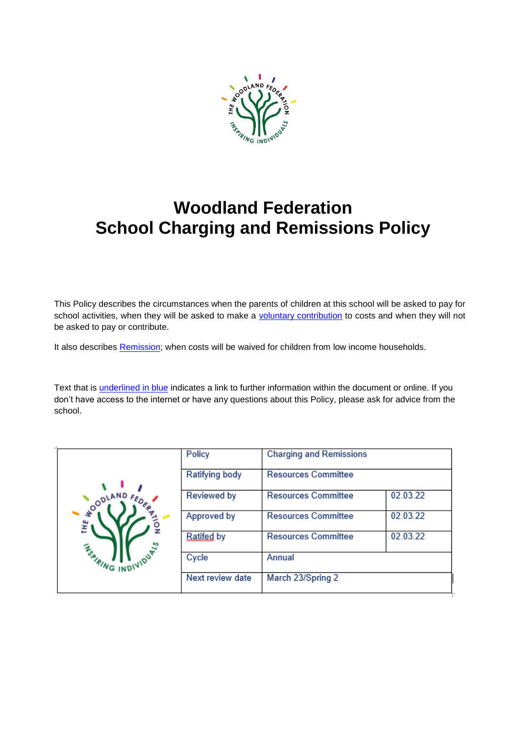# Woodland Federation
# School Charging and Remissions Policy

This Policy describes the circumstances when the parents of children at this school will be asked to pay for school activities, when they will be asked to make a voluntary contribution to costs and when they will not be asked to pay or contribute.

It also describes Remission; when costs will be waived for children from low income households.

Text that is underlined in blue indicates a link to further information within the document or online. If you don't have access to the internet or have any questions about this Policy, please ask for advice from the school.

| | Policy | Charging and Remissions | |
|---|---|---|---|
| | Ratifying body | Resources Committee | |
| | Reviewed by | Resources Committee | 02.03.22 |
| | Approved by | Resources Committee | 02.03.22 |
| | Ratifed by | Resources Committee | 02.03.22 |
| | Cycle | Annual | |
| | Next review date | March 23/Spring 2 | |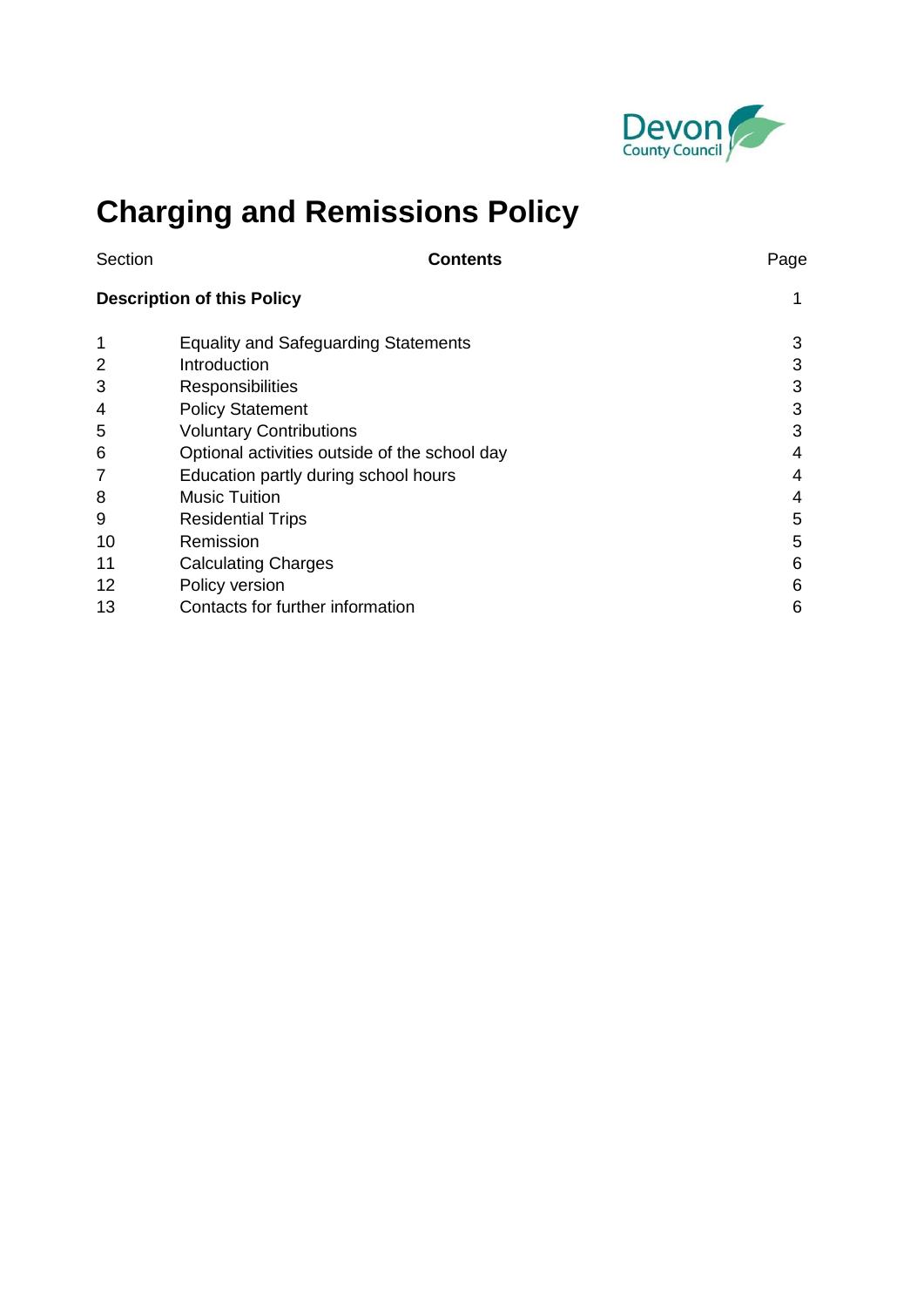# Charging and Remissions Policy

| Section | Contents | Page |
|---|---|---|
| **Description of this Policy** | | 1 |
| 1 | Equality and Safeguarding Statements | 3 |
| 2 | Introduction | 3 |
| 3 | Responsibilities | 3 |
| 4 | Policy Statement | 3 |
| 5 | Voluntary Contributions | 3 |
| 6 | Optional activities outside of the school day | 4 |
| 7 | Education partly during school hours | 4 |
| 8 | Music Tuition | 4 |
| 9 | Residential Trips | 5 |
| 10 | Remission | 5 |
| 11 | Calculating Charges | 6 |
| 12 | Policy version | 6 |
| 13 | Contacts for further information | 6 |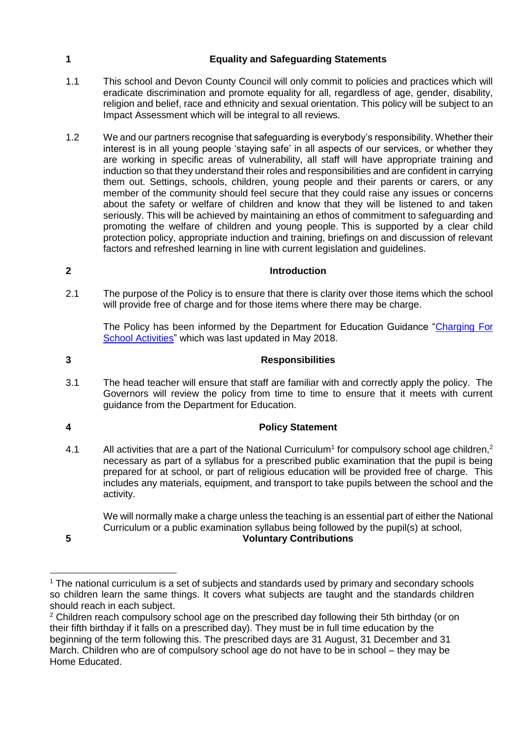## 1 Equality and Safeguarding Statements

1.1 This school and Devon County Council will only commit to policies and practices which will eradicate discrimination and promote equality for all, regardless of age, gender, disability, religion and belief, race and ethnicity and sexual orientation. This policy will be subject to an Impact Assessment which will be integral to all reviews.

1.2 We and our partners recognise that safeguarding is everybody's responsibility. Whether their interest is in all young people 'staying safe' in all aspects of our services, or whether they are working in specific areas of vulnerability, all staff will have appropriate training and induction so that they understand their roles and responsibilities and are confident in carrying them out. Settings, schools, children, young people and their parents or carers, or any member of the community should feel secure that they could raise any issues or concerns about the safety or welfare of children and know that they will be listened to and taken seriously. This will be achieved by maintaining an ethos of commitment to safeguarding and promoting the welfare of children and young people. This is supported by a clear child protection policy, appropriate induction and training, briefings on and discussion of relevant factors and refreshed learning in line with current legislation and guidelines.

## 2 Introduction

2.1 The purpose of the Policy is to ensure that there is clarity over those items which the school will provide free of charge and for those items where there may be charge.

The Policy has been informed by the Department for Education Guidance "Charging For School Activities" which was last updated in May 2018.

## 3 Responsibilities

3.1 The head teacher will ensure that staff are familiar with and correctly apply the policy. The Governors will review the policy from time to time to ensure that it meets with current guidance from the Department for Education.

## 4 Policy Statement

4.1 All activities that are a part of the National Curriculum[1] for compulsory school age children,[2] necessary as part of a syllabus for a prescribed public examination that the pupil is being prepared for at school, or part of religious education will be provided free of charge. This includes any materials, equipment, and transport to take pupils between the school and the activity.

We will normally make a charge unless the teaching is an essential part of either the National Curriculum or a public examination syllabus being followed by the pupil(s) at school,

## 5 Voluntary Contributions

---

[1] The national curriculum is a set of subjects and standards used by primary and secondary schools so children learn the same things. It covers what subjects are taught and the standards children should reach in each subject.

[2] Children reach compulsory school age on the prescribed day following their 5th birthday (or on their fifth birthday if it falls on a prescribed day). They must be in full time education by the beginning of the term following this. The prescribed days are 31 August, 31 December and 31 March. Children who are of compulsory school age do not have to be in school – they may be Home Educated.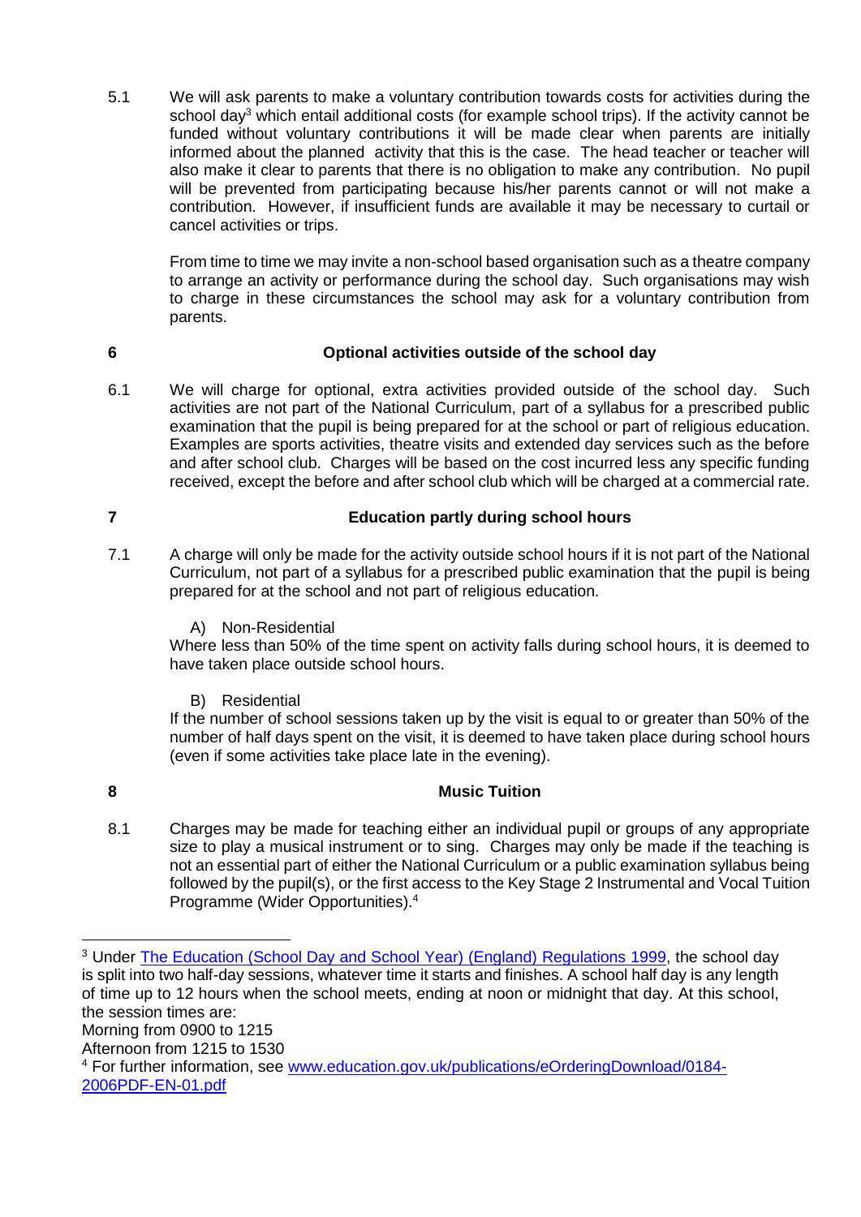5.1 We will ask parents to make a voluntary contribution towards costs for activities during the school day[3] which entail additional costs (for example school trips). If the activity cannot be funded without voluntary contributions it will be made clear when parents are initially informed about the planned activity that this is the case. The head teacher or teacher will also make it clear to parents that there is no obligation to make any contribution. No pupil will be prevented from participating because his/her parents cannot or will not make a contribution. However, if insufficient funds are available it may be necessary to curtail or cancel activities or trips.

From time to time we may invite a non-school based organisation such as a theatre company to arrange an activity or performance during the school day. Such organisations may wish to charge in these circumstances the school may ask for a voluntary contribution from parents.

## 6 Optional activities outside of the school day

6.1 We will charge for optional, extra activities provided outside of the school day. Such activities are not part of the National Curriculum, part of a syllabus for a prescribed public examination that the pupil is being prepared for at the school or part of religious education. Examples are sports activities, theatre visits and extended day services such as the before and after school club. Charges will be based on the cost incurred less any specific funding received, except the before and after school club which will be charged at a commercial rate.

## 7 Education partly during school hours

7.1 A charge will only be made for the activity outside school hours if it is not part of the National Curriculum, not part of a syllabus for a prescribed public examination that the pupil is being prepared for at the school and not part of religious education.

A) Non-Residential

Where less than 50% of the time spent on activity falls during school hours, it is deemed to have taken place outside school hours.

B) Residential

If the number of school sessions taken up by the visit is equal to or greater than 50% of the number of half days spent on the visit, it is deemed to have taken place during school hours (even if some activities take place late in the evening).

## 8 Music Tuition

8.1 Charges may be made for teaching either an individual pupil or groups of any appropriate size to play a musical instrument or to sing. Charges may only be made if the teaching is not an essential part of either the National Curriculum or a public examination syllabus being followed by the pupil(s), or the first access to the Key Stage 2 Instrumental and Vocal Tuition Programme (Wider Opportunities).[4]

---

[3] Under [The Education (School Day and School Year) (England) Regulations 1999](), the school day is split into two half-day sessions, whatever time it starts and finishes. A school half day is any length of time up to 12 hours when the school meets, ending at noon or midnight that day. At this school, the session times are:

Morning from 0900 to 1215

Afternoon from 1215 to 1530

[4] For further information, see [www.education.gov.uk/publications/eOrderingDownload/0184-2006PDF-EN-01.pdf](www.education.gov.uk/publications/eOrderingDownload/0184-2006PDF-EN-01.pdf)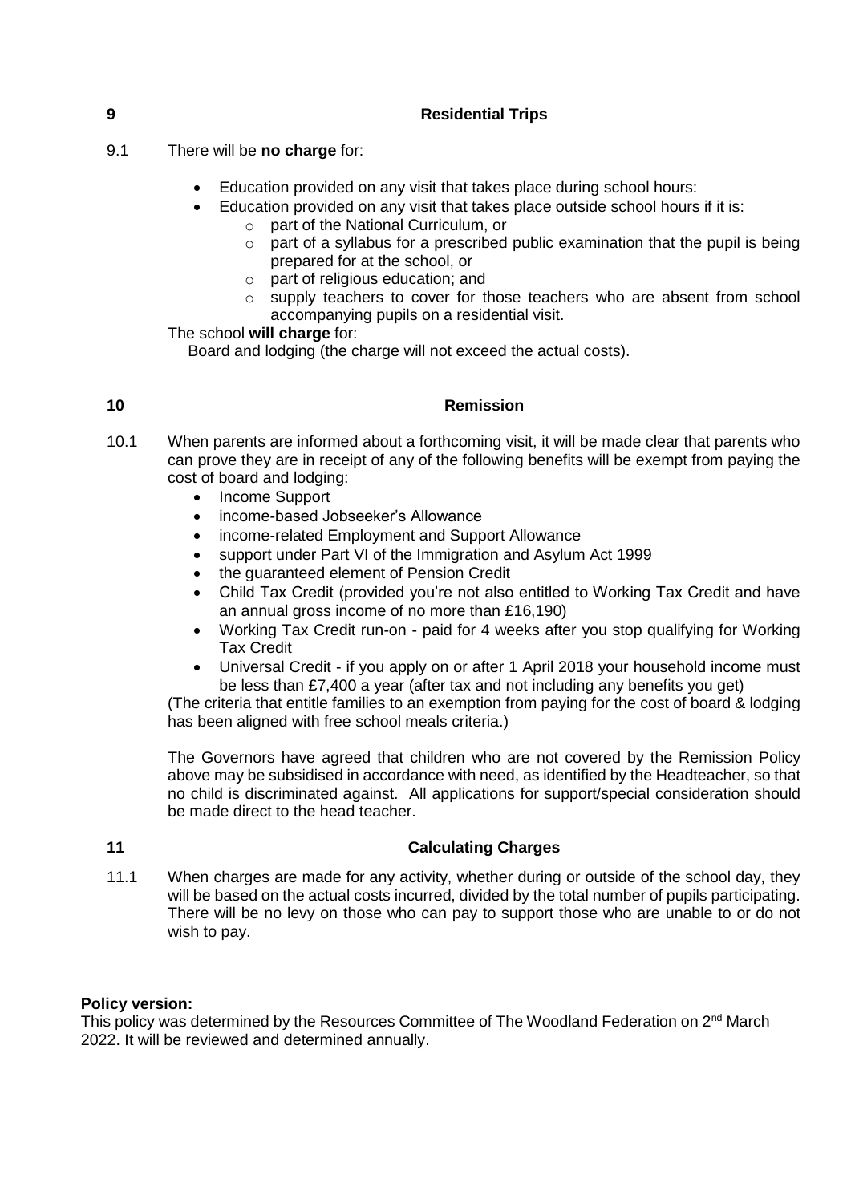## 9 Residential Trips

9.1 There will be **no charge** for:

- Education provided on any visit that takes place during school hours:
- Education provided on any visit that takes place outside school hours if it is:
  - part of the National Curriculum, or
  - part of a syllabus for a prescribed public examination that the pupil is being prepared for at the school, or
  - part of religious education; and
  - supply teachers to cover for those teachers who are absent from school accompanying pupils on a residential visit.

The school **will charge** for:

Board and lodging (the charge will not exceed the actual costs).

## 10 Remission

10.1 When parents are informed about a forthcoming visit, it will be made clear that parents who can prove they are in receipt of any of the following benefits will be exempt from paying the cost of board and lodging:

- Income Support
- income-based Jobseeker's Allowance
- income-related Employment and Support Allowance
- support under Part VI of the Immigration and Asylum Act 1999
- the guaranteed element of Pension Credit
- Child Tax Credit (provided you're not also entitled to Working Tax Credit and have an annual gross income of no more than £16,190)
- Working Tax Credit run-on - paid for 4 weeks after you stop qualifying for Working Tax Credit
- Universal Credit - if you apply on or after 1 April 2018 your household income must be less than £7,400 a year (after tax and not including any benefits you get)

(The criteria that entitle families to an exemption from paying for the cost of board & lodging has been aligned with free school meals criteria.)

The Governors have agreed that children who are not covered by the Remission Policy above may be subsidised in accordance with need, as identified by the Headteacher, so that no child is discriminated against. All applications for support/special consideration should be made direct to the head teacher.

## 11 Calculating Charges

11.1 When charges are made for any activity, whether during or outside of the school day, they will be based on the actual costs incurred, divided by the total number of pupils participating. There will be no levy on those who can pay to support those who are unable to or do not wish to pay.

**Policy version:**

This policy was determined by the Resources Committee of The Woodland Federation on 2nd March 2022. It will be reviewed and determined annually.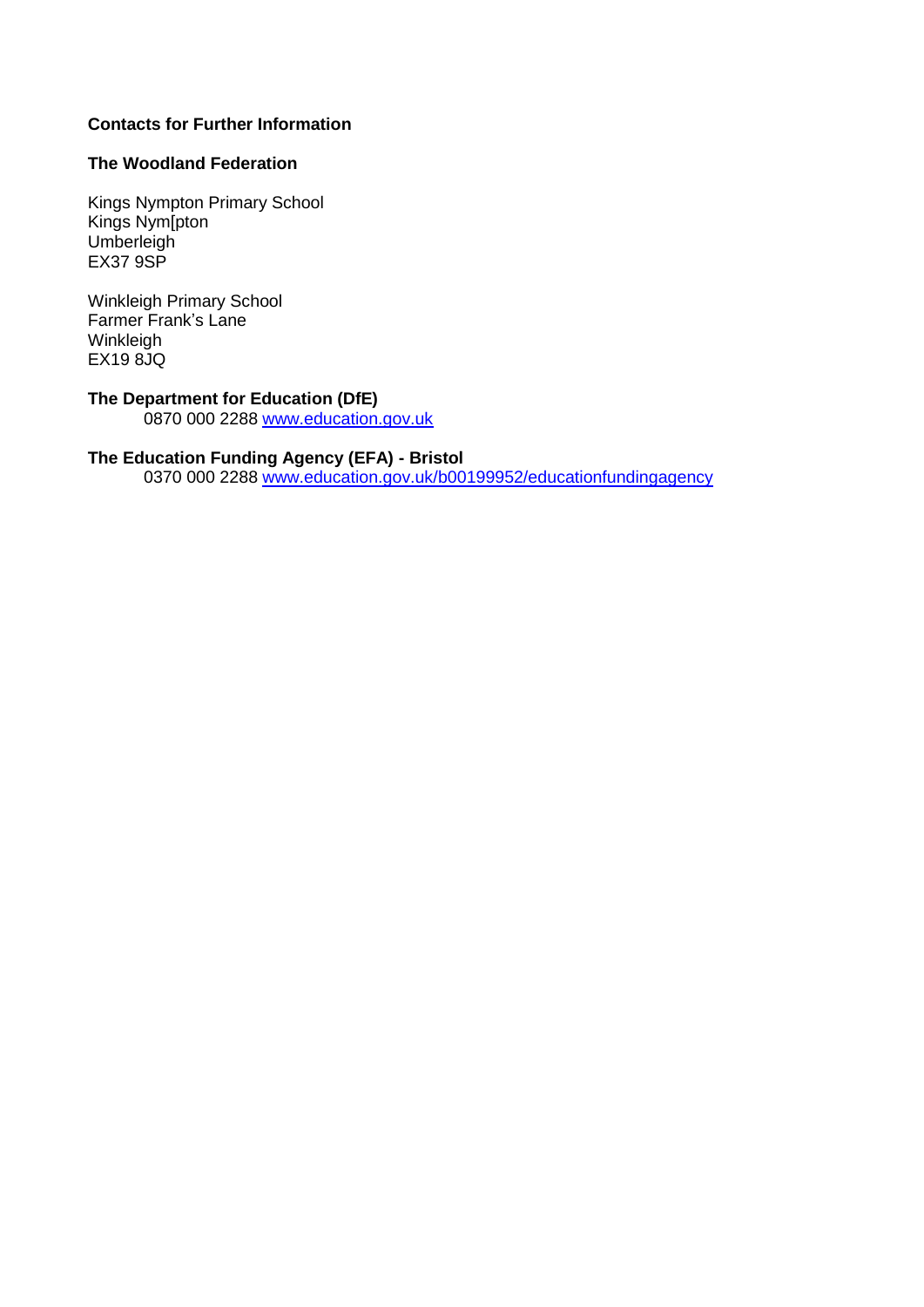**Contacts for Further Information**

**The Woodland Federation**

Kings Nympton Primary School
Kings Nym[pton
Umberleigh
EX37 9SP

Winkleigh Primary School
Farmer Frank's Lane
Winkleigh
EX19 8JQ

**The Department for Education (DfE)**
0870 000 2288 www.education.gov.uk

**The Education Funding Agency (EFA) - Bristol**
0370 000 2288 www.education.gov.uk/b00199952/educationfundingagency